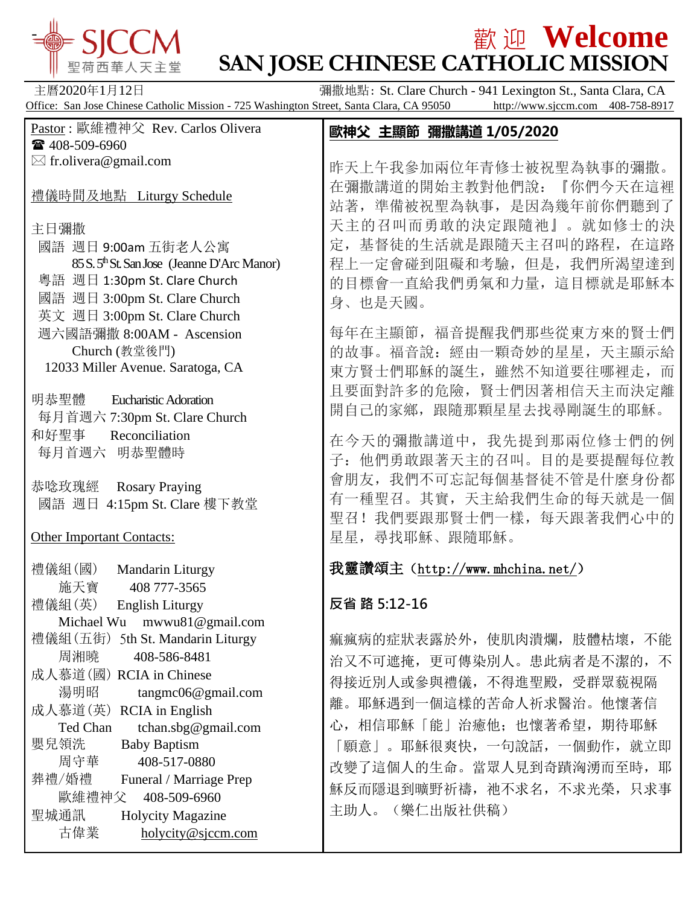# 歡迎 Welcome
# SAN JOSE CHINESE CATHOLIC MISSION

SJCCM 聖荷西華人天主堂

主曆2020年1月12日　　彌撒地點: St. Clare Church - 941 Lexington St., Santa Clara, CA

Office: San Jose Chinese Catholic Mission - 725 Washington Street, Santa Clara, CA 95050　http://www.sjccm.com　408-758-8917

Pastor : 歐維禮神父 Rev. Carlos Olivera
☎ 408-509-6960
✉ fr.olivera@gmail.com

**禮儀時間及地點 Liturgy Schedule**

主日彌撒
- 國語 週日 9:00am 五街老人公寓 85 S. 5th St. San Jose (Jeanne D'Arc Manor)
- 粵語 週日 1:30pm St. Clare Church
- 國語 週日 3:00pm St. Clare Church
- 英文 週日 3:00pm St. Clare Church
- 週六國語彌撒 8:00AM - Ascension Church (教堂後門) 12033 Miller Avenue. Saratoga, CA

明恭聖體 Eucharistic Adoration
每月首週六 7:30pm St. Clare Church

和好聖事 Reconciliation
每月首週六 明恭聖體時

恭唸玫瑰經 Rosary Praying
國語 週日 4:15pm St. Clare 樓下教堂

**Other Important Contacts:**

禮儀組(國) Mandarin Liturgy
施天寶 408 777-3565

禮儀組(英) English Liturgy
Michael Wu mwwu81@gmail.com

禮儀組(五街) 5th St. Mandarin Liturgy
周湘曉 408-586-8481

成人慕道(國) RCIA in Chinese
湯明昭 tangmc06@gmail.com

成人慕道(英) RCIA in English
Ted Chan tchan.sbg@gmail.com

嬰兒領洗 Baby Baptism
周守華 408-517-0880

葬禮/婚禮 Funeral / Marriage Prep
歐維禮神父 408-509-6960

聖城通訊 Holycity Magazine
古偉業 holycity@sjccm.com

## 歐神父 主顯節 彌撒講道 1/05/2020

昨天上午我參加兩位年青修士被祝聖為執事的彌撒。在彌撒講道的開始主教對他們說：『你們今天在這裡站著，準備被祝聖為執事，是因為幾年前你們聽到了天主的召叫而勇敢的決定跟隨祂』。就如修士的決定，基督徒的生活就是跟隨天主召叫的路程，在這路程上一定會碰到阻礙和考驗，但是，我們所渴望達到的目標會一直給我們勇氣和力量，這目標就是耶穌本身、也是天國。

每年在主顯節，福音提醒我們那些從東方來的賢士們的故事。福音說：經由一顆奇妙的星星，天主顯示給東方賢士們耶穌的誕生，雖然不知道要往哪裡走，而且要面對許多的危險，賢士們因著相信天主而決定離開自己的家鄉，跟隨那顆星星去找尋剛誕生的耶穌。

在今天的彌撒講道中，我先提到那兩位修士們的例子：他們勇敢跟著天主的召叫。目的是要提醒每位教會朋友，我們不可忘記每個基督徒不管是什麼身份都有一種聖召。其實，天主給我們生命的每天就是一個聖召！我們要跟那賢士們一樣，每天跟著我們心中的星星，尋找耶穌、跟隨耶穌。

**我靈讚頌主（http://www.mhchina.net/）**

**反省 路 5:12-16**

痲瘋病的症狀表露於外，使肌肉潰爛，肢體枯壞，不能治又不可遮掩，更可傳染別人。患此病者是不潔的，不得接近別人或參與禮儀，不得進聖殿，受群眾藐視隔離。耶穌遇到一個這樣的苦命人祈求醫治。他懷著信心，相信耶穌「能」治癒他；也懷著希望，期待耶穌「願意」。耶穌很爽快，一句說話，一個動作，就立即改變了這個人的生命。當眾人見到奇蹟洶湧而至時，耶穌反而隱退到曠野祈禱，祂不求名，不求光榮，只求事主助人。（樂仁出版社供稿）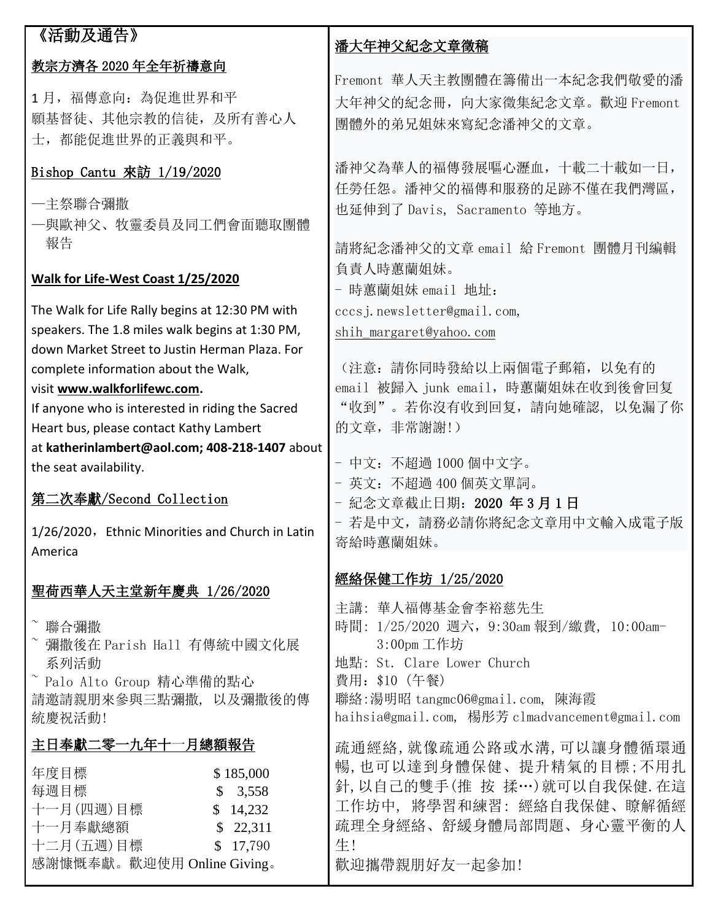# 《活動及通告》

## 教宗方濟各 2020 年全年祈禱意向

1 月，福傳意向：為促進世界和平
願基督徒、其他宗教的信徒，及所有善心人士，都能促進世界的正義與和平。

## Bishop Cantu 來訪 1/19/2020

—主祭聯合彌撒
—與歐神父、牧靈委員及同工們會面聽取團體報告

## Walk for Life-West Coast 1/25/2020

The Walk for Life Rally begins at 12:30 PM with speakers. The 1.8 miles walk begins at 1:30 PM, down Market Street to Justin Herman Plaza. For complete information about the Walk, visit **www.walkforlifewc.com.**
If anyone who is interested in riding the Sacred Heart bus, please contact Kathy Lambert at **katherinlambert@aol.com; 408-218-1407** about the seat availability.

## 第二次奉獻/Second Collection

1/26/2020， Ethnic Minorities and Church in Latin America

## 聖荷西華人天主堂新年慶典 1/26/2020

~ 聯合彌撒
~ 彌撒後在 Parish Hall 有傳統中國文化展系列活動
~ Palo Alto Group 精心準備的點心
請邀請親朋來參與三點彌撒，以及彌撒後的傳統慶祝活動!

## 主日奉獻二零一九年十一月總額報告

| | |
|---|---|
| 年度目標 | $ 185,000 |
| 每週目標 | $ 3,558 |
| 十一月(四週)目標 | $ 14,232 |
| 十一月奉獻總額 | $ 22,311 |
| 十二月(五週)目標 | $ 17,790 |

感謝慷慨奉獻。歡迎使用 Online Giving。

## 潘大年神父紀念文章徵稿

Fremont 華人天主教團體在籌備出一本紀念我們敬愛的潘大年神父的紀念冊，向大家徵集紀念文章。歡迎 Fremont 團體外的弟兄姐妹來寫紀念潘神父的文章。

潘神父為華人的福傳發展嘔心瀝血，十載二十載如一日，任勞任怨。潘神父的福傳和服務的足跡不僅在我們灣區，也延伸到了 Davis, Sacramento 等地方。

請將紀念潘神父的文章 email 給 Fremont 團體月刊編輯負責人時蕙蘭姐妹。
- 時蕙蘭姐妹 email 地址：
cccsj.newsletter@gmail.com,
shih_margaret@yahoo.com

（注意：請你同時發給以上兩個電子郵箱，以免有的 email 被歸入 junk email，時蕙蘭姐妹在收到後會回复"收到"。若你沒有收到回复，請向她確認, 以免漏了你的文章，非常謝謝!）

- 中文：不超過 1000 個中文字。
- 英文：不超過 400 個英文單詞。
- 紀念文章截止日期：**2020 年 3 月 1 日**
- 若是中文，請務必請你將紀念文章用中文輸入成電子版寄給時蕙蘭姐妹。

## 經絡保健工作坊 1/25/2020

主講: 華人福傳基金會李裕慈先生
時間: 1/25/2020 週六，9:30am 報到/繳費, 10:00am-3:00pm 工作坊
地點: St. Clare Lower Church
費用：$10 (午餐)
聯絡:湯明昭 tangmc06@gmail.com, 陳海霞 haihsia@gmail.com, 楊彤芳 clmadvancement@gmail.com

疏通經絡,就像疏通公路或水溝,可以讓身體循環通暢,也可以達到身體保健、提升精氣的目標;不用扎針,以自己的雙手(推 按 揉…)就可以自我保健.在這工作坊中, 將學習和練習: 經絡自我保健、瞭解循經疏理全身經絡、舒緩身體局部問題、身心靈平衡的人生!
歡迎攜帶親朋好友一起參加!